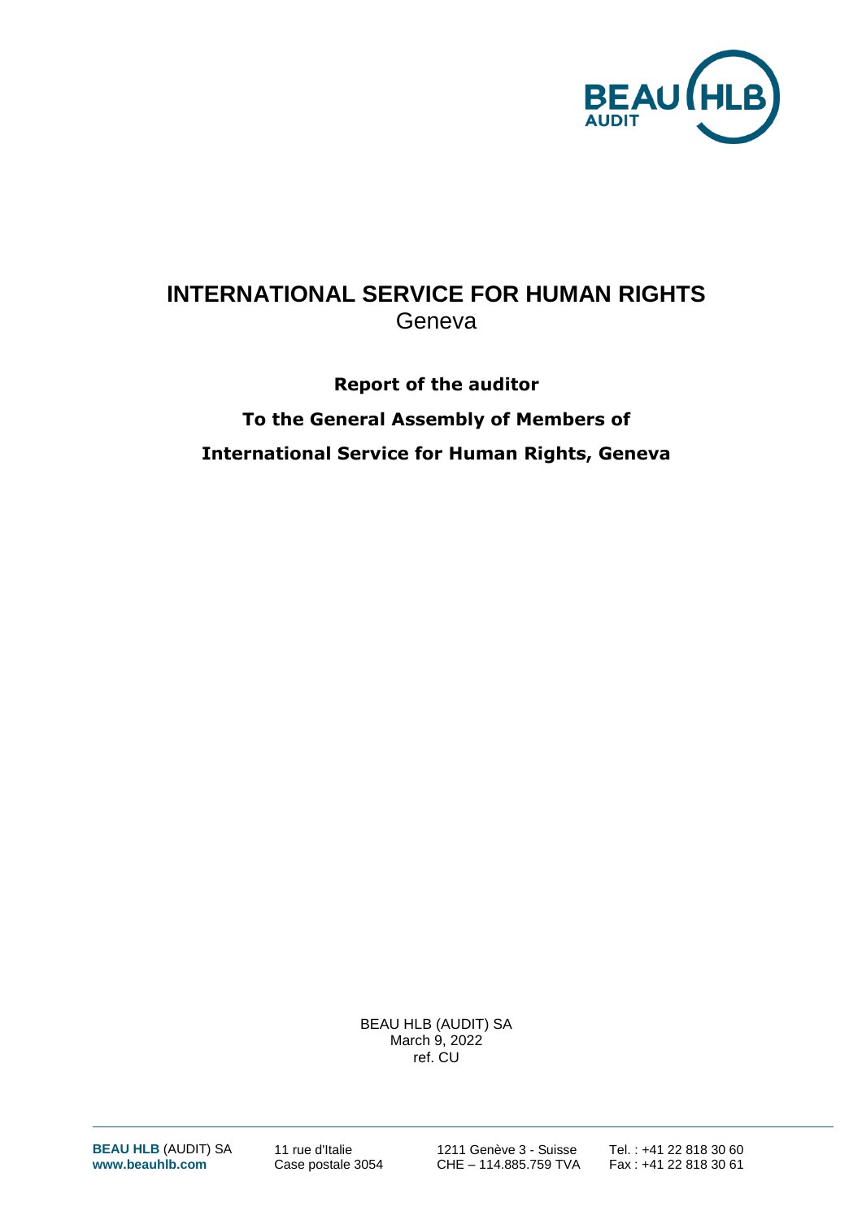# INTERNATIONAL SERVICE FOR HUMAN RIGHTS

Geneva

**Report of the auditor**

**To the General Assembly of Members of**

**International Service for Human Rights, Geneva**

BEAU HLB (AUDIT) SA
March 9, 2022
ref. CU

**BEAU HLB** (AUDIT) SA
**www.beauhlb.com**

11 rue d'Italie
Case postale 3054

1211 Genève 3 - Suisse
CHE – 114.885.759 TVA

Tel. : +41 22 818 30 60
Fax : +41 22 818 30 61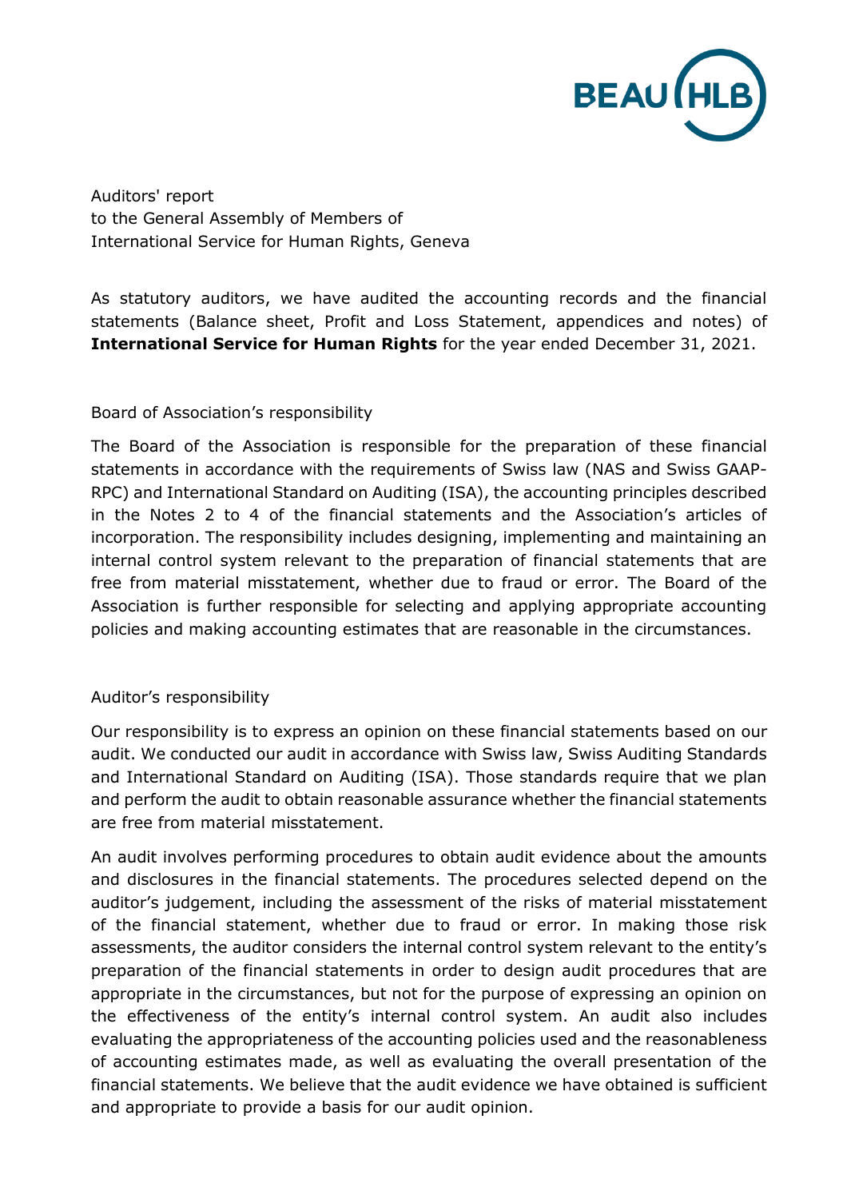Auditors' report
to the General Assembly of Members of
International Service for Human Rights, Geneva

As statutory auditors, we have audited the accounting records and the financial statements (Balance sheet, Profit and Loss Statement, appendices and notes) of **International Service for Human Rights** for the year ended December 31, 2021.

## Board of Association's responsibility

The Board of the Association is responsible for the preparation of these financial statements in accordance with the requirements of Swiss law (NAS and Swiss GAAP-RPC) and International Standard on Auditing (ISA), the accounting principles described in the Notes 2 to 4 of the financial statements and the Association's articles of incorporation. The responsibility includes designing, implementing and maintaining an internal control system relevant to the preparation of financial statements that are free from material misstatement, whether due to fraud or error. The Board of the Association is further responsible for selecting and applying appropriate accounting policies and making accounting estimates that are reasonable in the circumstances.

## Auditor's responsibility

Our responsibility is to express an opinion on these financial statements based on our audit. We conducted our audit in accordance with Swiss law, Swiss Auditing Standards and International Standard on Auditing (ISA). Those standards require that we plan and perform the audit to obtain reasonable assurance whether the financial statements are free from material misstatement.

An audit involves performing procedures to obtain audit evidence about the amounts and disclosures in the financial statements. The procedures selected depend on the auditor's judgement, including the assessment of the risks of material misstatement of the financial statement, whether due to fraud or error. In making those risk assessments, the auditor considers the internal control system relevant to the entity's preparation of the financial statements in order to design audit procedures that are appropriate in the circumstances, but not for the purpose of expressing an opinion on the effectiveness of the entity's internal control system. An audit also includes evaluating the appropriateness of the accounting policies used and the reasonableness of accounting estimates made, as well as evaluating the overall presentation of the financial statements. We believe that the audit evidence we have obtained is sufficient and appropriate to provide a basis for our audit opinion.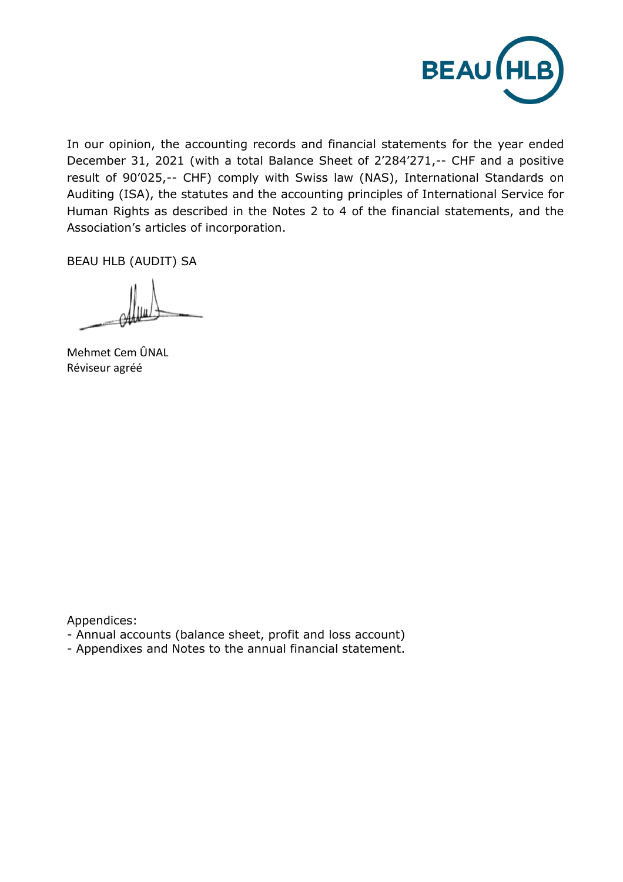In our opinion, the accounting records and financial statements for the year ended December 31, 2021 (with a total Balance Sheet of 2'284'271,-- CHF and a positive result of 90'025,-- CHF) comply with Swiss law (NAS), International Standards on Auditing (ISA), the statutes and the accounting principles of International Service for Human Rights as described in the Notes 2 to 4 of the financial statements, and the Association's articles of incorporation.

BEAU HLB (AUDIT) SA

Mehmet Cem ÛNAL
Réviseur agréé

Appendices:
- Annual accounts (balance sheet, profit and loss account)
- Appendixes and Notes to the annual financial statement.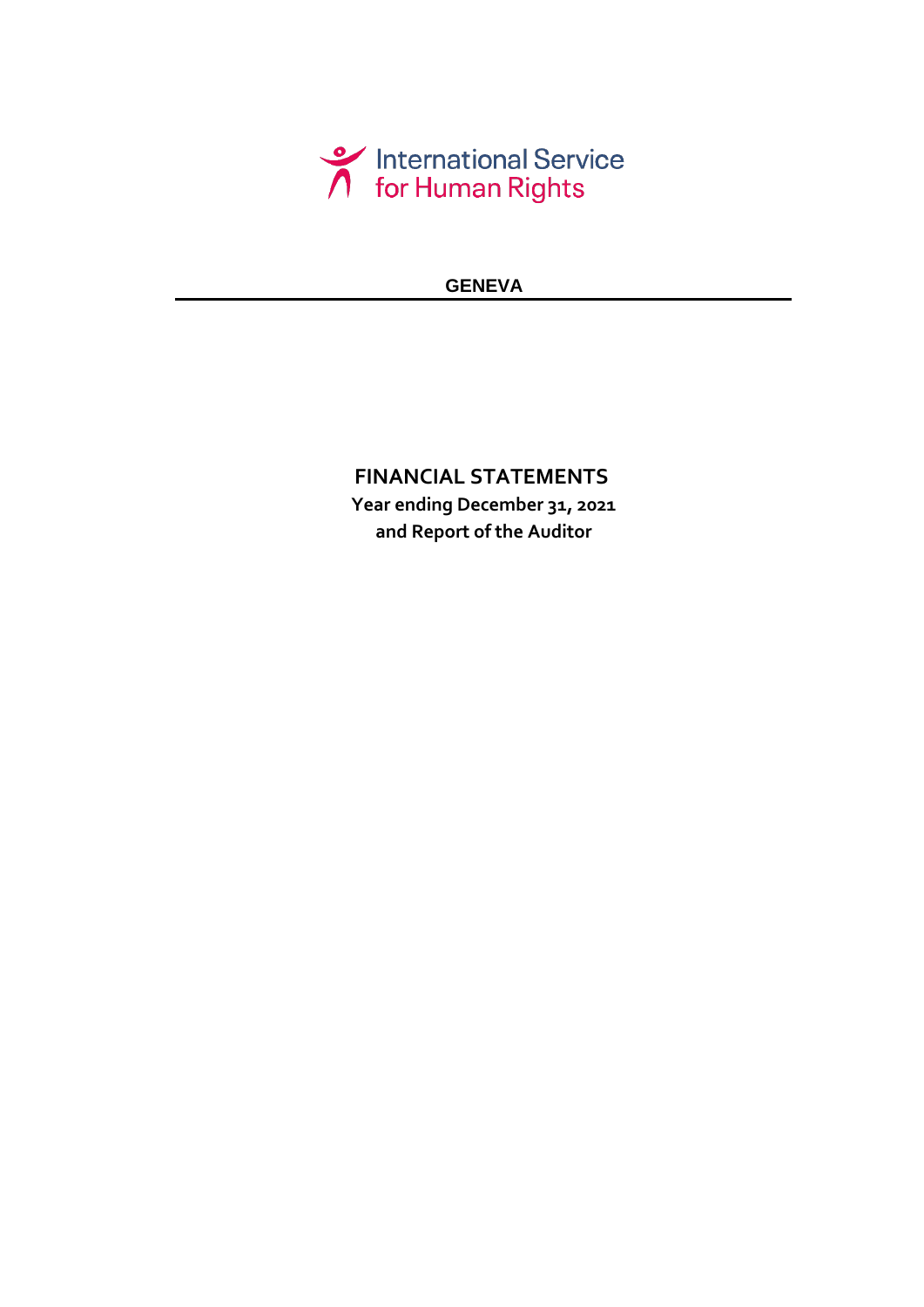International Service for Human Rights

**GENEVA**

---

# FINANCIAL STATEMENTS

**Year ending December 31, 2021**
**and Report of the Auditor**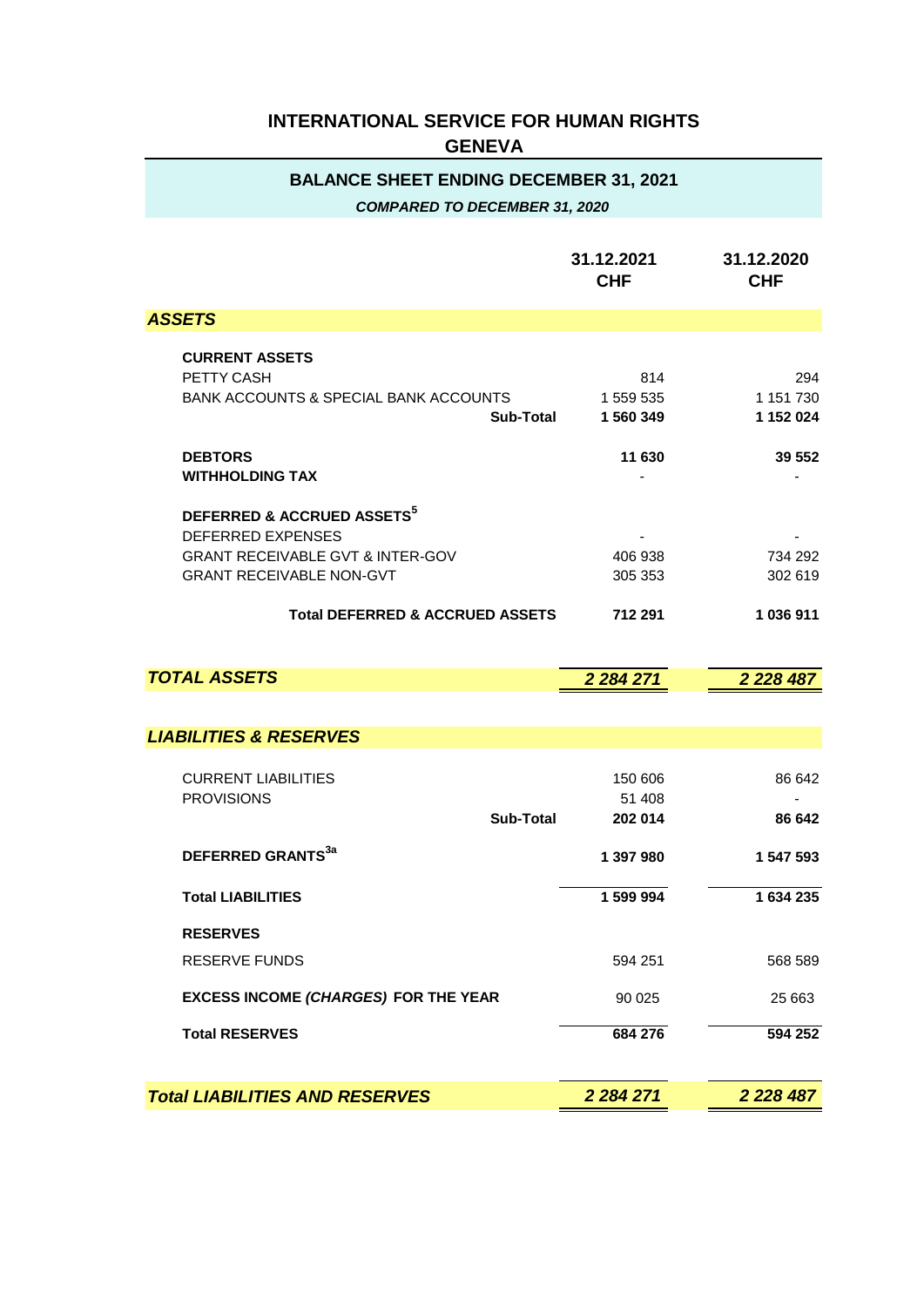# INTERNATIONAL SERVICE FOR HUMAN RIGHTS

## GENEVA

### BALANCE SHEET ENDING DECEMBER 31, 2021

***COMPARED TO DECEMBER 31, 2020***

| | 31.12.2021 CHF | 31.12.2020 CHF |
|---|---|---|
| ***ASSETS*** | | |
| **CURRENT ASSETS** | | |
| PETTY CASH | 814 | 294 |
| BANK ACCOUNTS & SPECIAL BANK ACCOUNTS | 1 559 535 | 1 151 730 |
| **Sub-Total** | **1 560 349** | **1 152 024** |
| **DEBTORS** | **11 630** | **39 552** |
| **WITHHOLDING TAX** | - | - |
| **DEFERRED & ACCRUED ASSETS**[5] | | |
| DEFERRED EXPENSES | - | - |
| GRANT RECEIVABLE GVT & INTER-GOV | 406 938 | 734 292 |
| GRANT RECEIVABLE NON-GVT | 305 353 | 302 619 |
| **Total DEFERRED & ACCRUED ASSETS** | **712 291** | **1 036 911** |
| ***TOTAL ASSETS*** | ***2 284 271*** | ***2 228 487*** |
| ***LIABILITIES & RESERVES*** | | |
| CURRENT LIABILITIES | 150 606 | 86 642 |
| PROVISIONS | 51 408 | - |
| **Sub-Total** | **202 014** | **86 642** |
| **DEFERRED GRANTS**[3a] | **1 397 980** | **1 547 593** |
| **Total LIABILITIES** | **1 599 994** | **1 634 235** |
| **RESERVES** | | |
| RESERVE FUNDS | 594 251 | 568 589 |
| **EXCESS INCOME *(CHARGES)* FOR THE YEAR** | 90 025 | 25 663 |
| **Total RESERVES** | **684 276** | **594 252** |
| ***Total LIABILITIES AND RESERVES*** | ***2 284 271*** | ***2 228 487*** |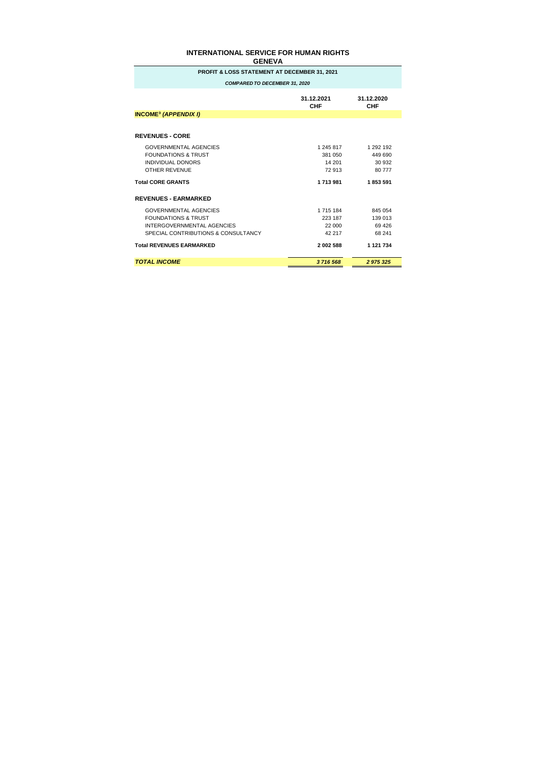# INTERNATIONAL SERVICE FOR HUMAN RIGHTS
## GENEVA

### PROFIT & LOSS STATEMENT AT DECEMBER 31, 2021

***COMPARED TO DECEMBER 31, 2020***

| | 31.12.2021 CHF | 31.12.2020 CHF |
|---|---|---|
| **INCOME[3] *(APPENDIX I)*** | | |
| **REVENUES - CORE** | | |
| GOVERNMENTAL AGENCIES | 1 245 817 | 1 292 192 |
| FOUNDATIONS & TRUST | 381 050 | 449 690 |
| INDIVIDUAL DONORS | 14 201 | 30 932 |
| OTHER REVENUE | 72 913 | 80 777 |
| **Total CORE GRANTS** | **1 713 981** | **1 853 591** |
| **REVENUES - EARMARKED** | | |
| GOVERNMENTAL AGENCIES | 1 715 184 | 845 054 |
| FOUNDATIONS & TRUST | 223 187 | 139 013 |
| INTERGOVERNMENTAL AGENCIES | 22 000 | 69 426 |
| SPECIAL CONTRIBUTIONS & CONSULTANCY | 42 217 | 68 241 |
| **Total REVENUES EARMARKED** | **2 002 588** | **1 121 734** |
| ***TOTAL INCOME*** | ***3 716 568*** | ***2 975 325*** |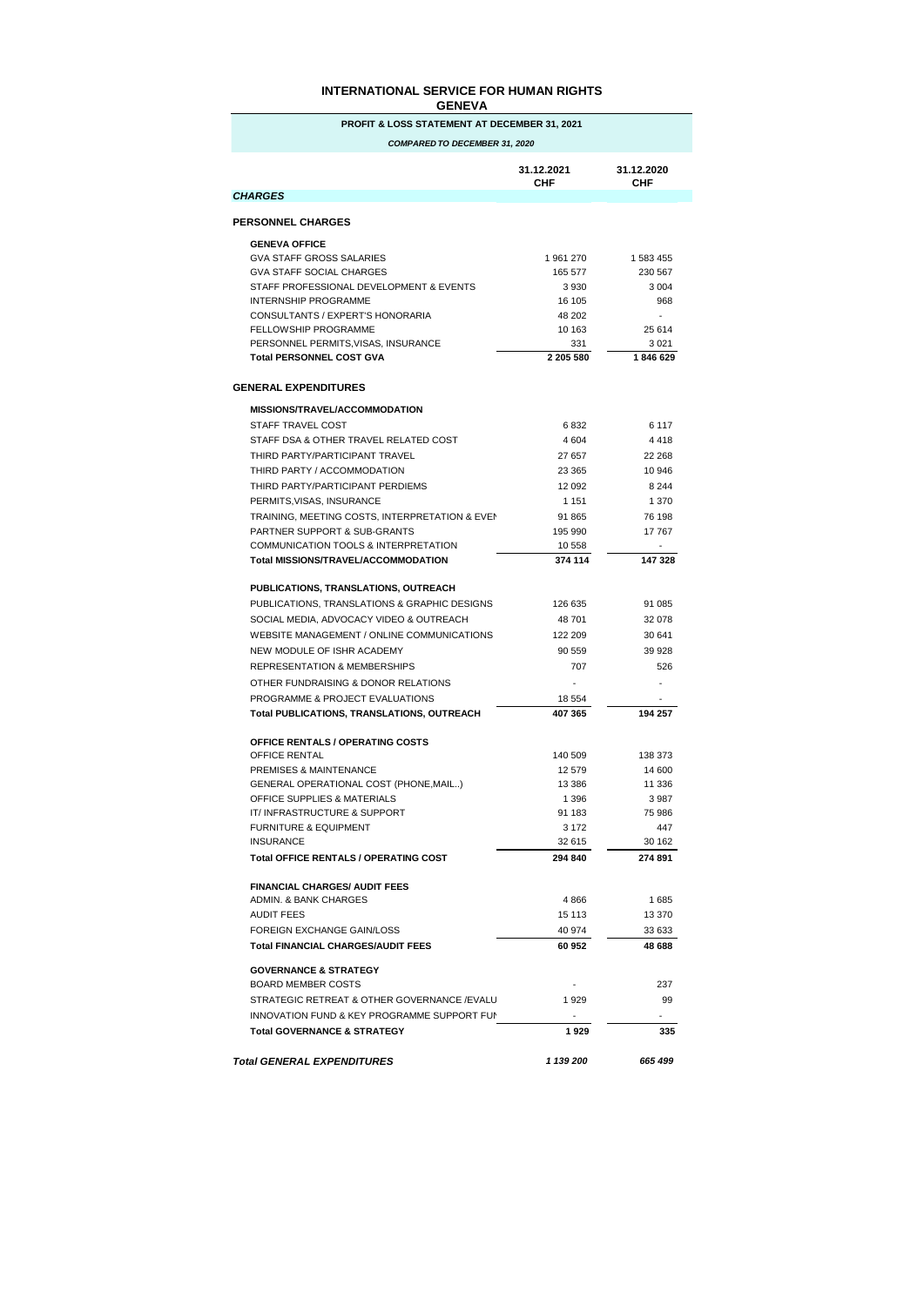# INTERNATIONAL SERVICE FOR HUMAN RIGHTS

## GENEVA

### PROFIT & LOSS STATEMENT AT DECEMBER 31, 2021

***COMPARED TO DECEMBER 31, 2020***

| | 31.12.2021 CHF | 31.12.2020 CHF |
|---|---|---|
| ***CHARGES*** | | |
| **PERSONNEL CHARGES** | | |
| **GENEVA OFFICE** | | |
| GVA STAFF GROSS SALARIES | 1 961 270 | 1 583 455 |
| GVA STAFF SOCIAL CHARGES | 165 577 | 230 567 |
| STAFF PROFESSIONAL DEVELOPMENT & EVENTS | 3 930 | 3 004 |
| INTERNSHIP PROGRAMME | 16 105 | 968 |
| CONSULTANTS / EXPERT'S HONORARIA | 48 202 | - |
| FELLOWSHIP PROGRAMME | 10 163 | 25 614 |
| PERSONNEL PERMITS,VISAS, INSURANCE | 331 | 3 021 |
| **Total PERSONNEL COST GVA** | **2 205 580** | **1 846 629** |
| **GENERAL EXPENDITURES** | | |
| **MISSIONS/TRAVEL/ACCOMMODATION** | | |
| STAFF TRAVEL COST | 6 832 | 6 117 |
| STAFF DSA & OTHER TRAVEL RELATED COST | 4 604 | 4 418 |
| THIRD PARTY/PARTICIPANT TRAVEL | 27 657 | 22 268 |
| THIRD PARTY / ACCOMMODATION | 23 365 | 10 946 |
| THIRD PARTY/PARTICIPANT PERDIEMS | 12 092 | 8 244 |
| PERMITS,VISAS, INSURANCE | 1 151 | 1 370 |
| TRAINING, MEETING COSTS, INTERPRETATION & EVEN | 91 865 | 76 198 |
| PARTNER SUPPORT & SUB-GRANTS | 195 990 | 17 767 |
| COMMUNICATION TOOLS & INTERPRETATION | 10 558 | - |
| **Total MISSIONS/TRAVEL/ACCOMMODATION** | **374 114** | **147 328** |
| **PUBLICATIONS, TRANSLATIONS, OUTREACH** | | |
| PUBLICATIONS, TRANSLATIONS & GRAPHIC DESIGNS | 126 635 | 91 085 |
| SOCIAL MEDIA, ADVOCACY VIDEO & OUTREACH | 48 701 | 32 078 |
| WEBSITE MANAGEMENT / ONLINE COMMUNICATIONS | 122 209 | 30 641 |
| NEW MODULE OF ISHR ACADEMY | 90 559 | 39 928 |
| REPRESENTATION & MEMBERSHIPS | 707 | 526 |
| OTHER FUNDRAISING & DONOR RELATIONS | - | - |
| PROGRAMME & PROJECT EVALUATIONS | 18 554 | - |
| **Total PUBLICATIONS, TRANSLATIONS, OUTREACH** | **407 365** | **194 257** |
| **OFFICE RENTALS / OPERATING COSTS** | | |
| OFFICE RENTAL | 140 509 | 138 373 |
| PREMISES & MAINTENANCE | 12 579 | 14 600 |
| GENERAL OPERATIONAL COST (PHONE,MAIL..) | 13 386 | 11 336 |
| OFFICE SUPPLIES & MATERIALS | 1 396 | 3 987 |
| IT/ INFRASTRUCTURE & SUPPORT | 91 183 | 75 986 |
| FURNITURE & EQUIPMENT | 3 172 | 447 |
| INSURANCE | 32 615 | 30 162 |
| **Total OFFICE RENTALS / OPERATING COST** | **294 840** | **274 891** |
| **FINANCIAL CHARGES/ AUDIT FEES** | | |
| ADMIN. & BANK CHARGES | 4 866 | 1 685 |
| AUDIT FEES | 15 113 | 13 370 |
| FOREIGN EXCHANGE GAIN/LOSS | 40 974 | 33 633 |
| **Total FINANCIAL CHARGES/AUDIT FEES** | **60 952** | **48 688** |
| **GOVERNANCE & STRATEGY** | | |
| BOARD MEMBER COSTS | - | 237 |
| STRATEGIC RETREAT & OTHER GOVERNANCE /EVALU | 1 929 | 99 |
| INNOVATION FUND & KEY PROGRAMME SUPPORT FUN | - | - |
| **Total GOVERNANCE & STRATEGY** | **1 929** | **335** |
| ***Total GENERAL EXPENDITURES*** | ***1 139 200*** | ***665 499*** |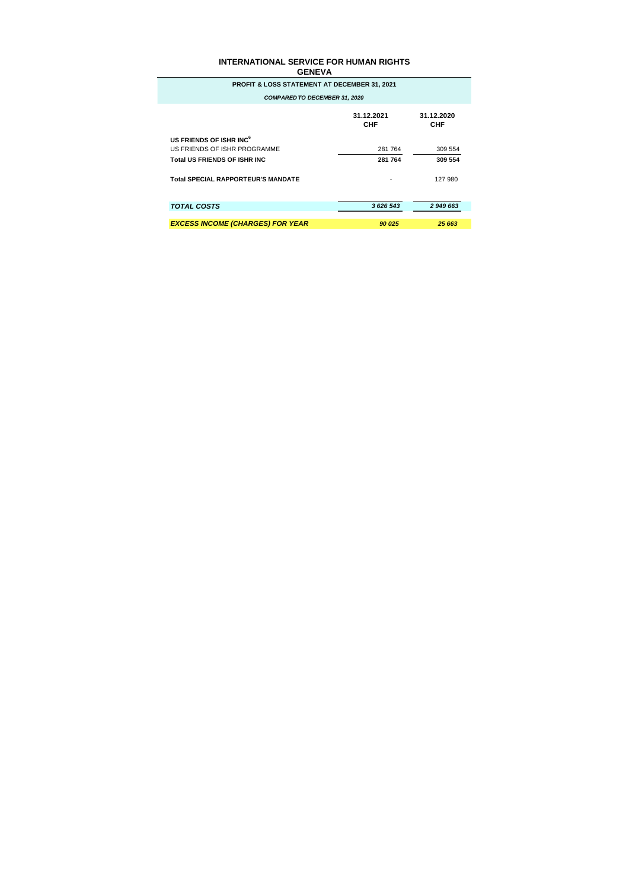# INTERNATIONAL SERVICE FOR HUMAN RIGHTS
## GENEVA

**PROFIT & LOSS STATEMENT AT DECEMBER 31, 2021**

***COMPARED TO DECEMBER 31, 2020***

| | 31.12.2021 CHF | 31.12.2020 CHF |
|---|---|---|
| **US FRIENDS OF ISHR INC[6]** | | |
| US FRIENDS OF ISHR PROGRAMME | 281 764 | 309 554 |
| **Total US FRIENDS OF ISHR INC** | **281 764** | **309 554** |
| **Total SPECIAL RAPPORTEUR'S MANDATE** | - | 127 980 |
| ***TOTAL COSTS*** | ***3 626 543*** | ***2 949 663*** |
| ***EXCESS INCOME (CHARGES) FOR YEAR*** | ***90 025*** | ***25 663*** |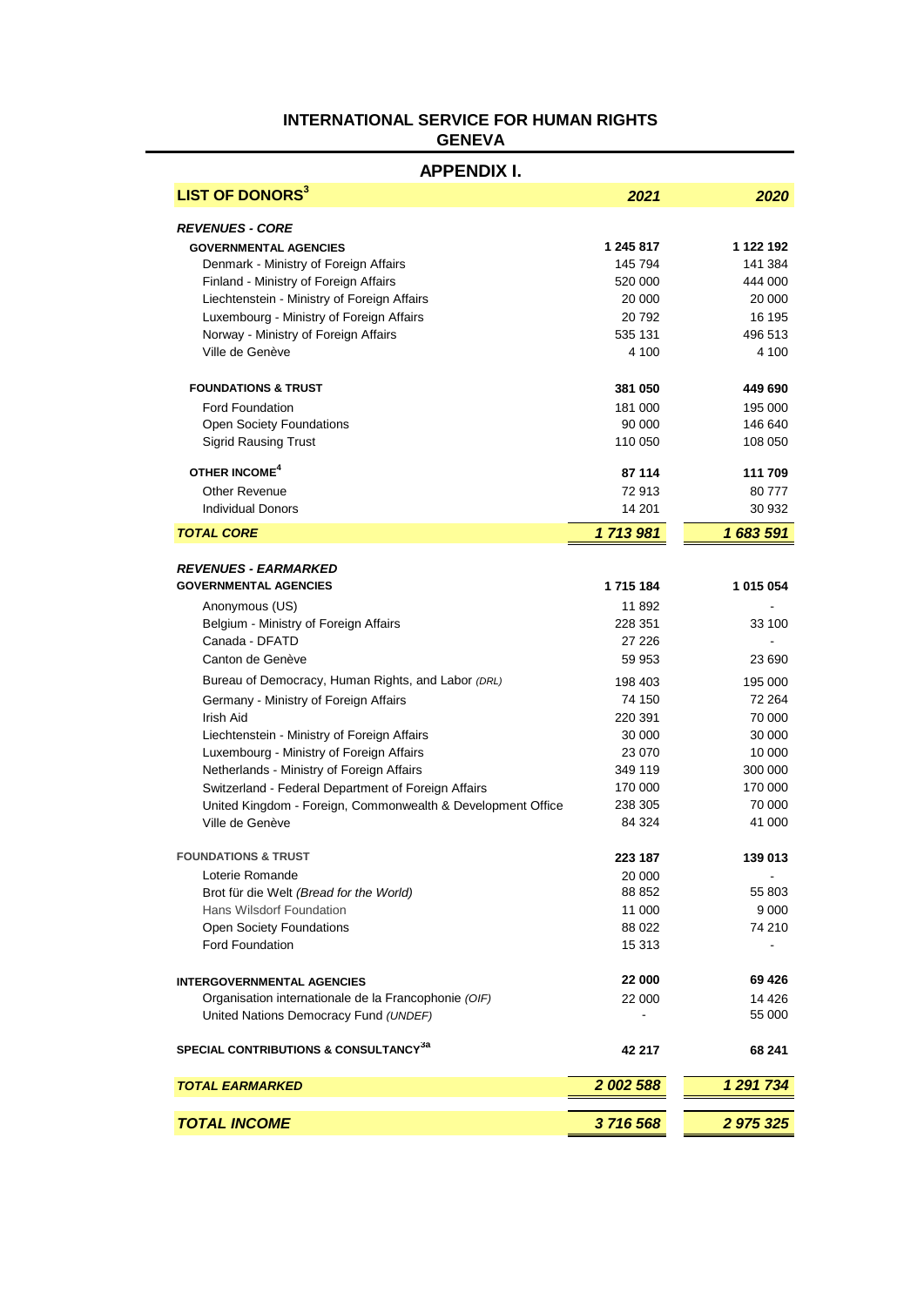# INTERNATIONAL SERVICE FOR HUMAN RIGHTS
## GENEVA

## APPENDIX I.

| LIST OF DONORS[3] | 2021 | 2020 |
|---|---|---|
| ***REVENUES - CORE*** | | |
| **GOVERNMENTAL AGENCIES** | **1 245 817** | **1 122 192** |
| Denmark - Ministry of Foreign Affairs | 145 794 | 141 384 |
| Finland - Ministry of Foreign Affairs | 520 000 | 444 000 |
| Liechtenstein - Ministry of Foreign Affairs | 20 000 | 20 000 |
| Luxembourg - Ministry of Foreign Affairs | 20 792 | 16 195 |
| Norway - Ministry of Foreign Affairs | 535 131 | 496 513 |
| Ville de Genève | 4 100 | 4 100 |
| **FOUNDATIONS & TRUST** | **381 050** | **449 690** |
| Ford Foundation | 181 000 | 195 000 |
| Open Society Foundations | 90 000 | 146 640 |
| Sigrid Rausing Trust | 110 050 | 108 050 |
| **OTHER INCOME[4]** | **87 114** | **111 709** |
| Other Revenue | 72 913 | 80 777 |
| Individual Donors | 14 201 | 30 932 |
| ***TOTAL CORE*** | ***1 713 981*** | ***1 683 591*** |
| ***REVENUES - EARMARKED*** | | |
| **GOVERNMENTAL AGENCIES** | **1 715 184** | **1 015 054** |
| Anonymous (US) | 11 892 | - |
| Belgium - Ministry of Foreign Affairs | 228 351 | 33 100 |
| Canada - DFATD | 27 226 | - |
| Canton de Genève | 59 953 | 23 690 |
| Bureau of Democracy, Human Rights, and Labor *(DRL)* | 198 403 | 195 000 |
| Germany - Ministry of Foreign Affairs | 74 150 | 72 264 |
| Irish Aid | 220 391 | 70 000 |
| Liechtenstein - Ministry of Foreign Affairs | 30 000 | 30 000 |
| Luxembourg - Ministry of Foreign Affairs | 23 070 | 10 000 |
| Netherlands - Ministry of Foreign Affairs | 349 119 | 300 000 |
| Switzerland - Federal Department of Foreign Affairs | 170 000 | 170 000 |
| United Kingdom - Foreign, Commonwealth & Development Office | 238 305 | 70 000 |
| Ville de Genève | 84 324 | 41 000 |
| **FOUNDATIONS & TRUST** | **223 187** | **139 013** |
| Loterie Romande | 20 000 | - |
| Brot für die Welt *(Bread for the World)* | 88 852 | 55 803 |
| Hans Wilsdorf Foundation | 11 000 | 9 000 |
| Open Society Foundations | 88 022 | 74 210 |
| Ford Foundation | 15 313 | - |
| **INTERGOVERNMENTAL AGENCIES** | **22 000** | **69 426** |
| Organisation internationale de la Francophonie *(OIF)* | 22 000 | 14 426 |
| United Nations Democracy Fund *(UNDEF)* | - | 55 000 |
| **SPECIAL CONTRIBUTIONS & CONSULTANCY[3a]** | **42 217** | **68 241** |
| ***TOTAL EARMARKED*** | ***2 002 588*** | ***1 291 734*** |
| ***TOTAL INCOME*** | ***3 716 568*** | ***2 975 325*** |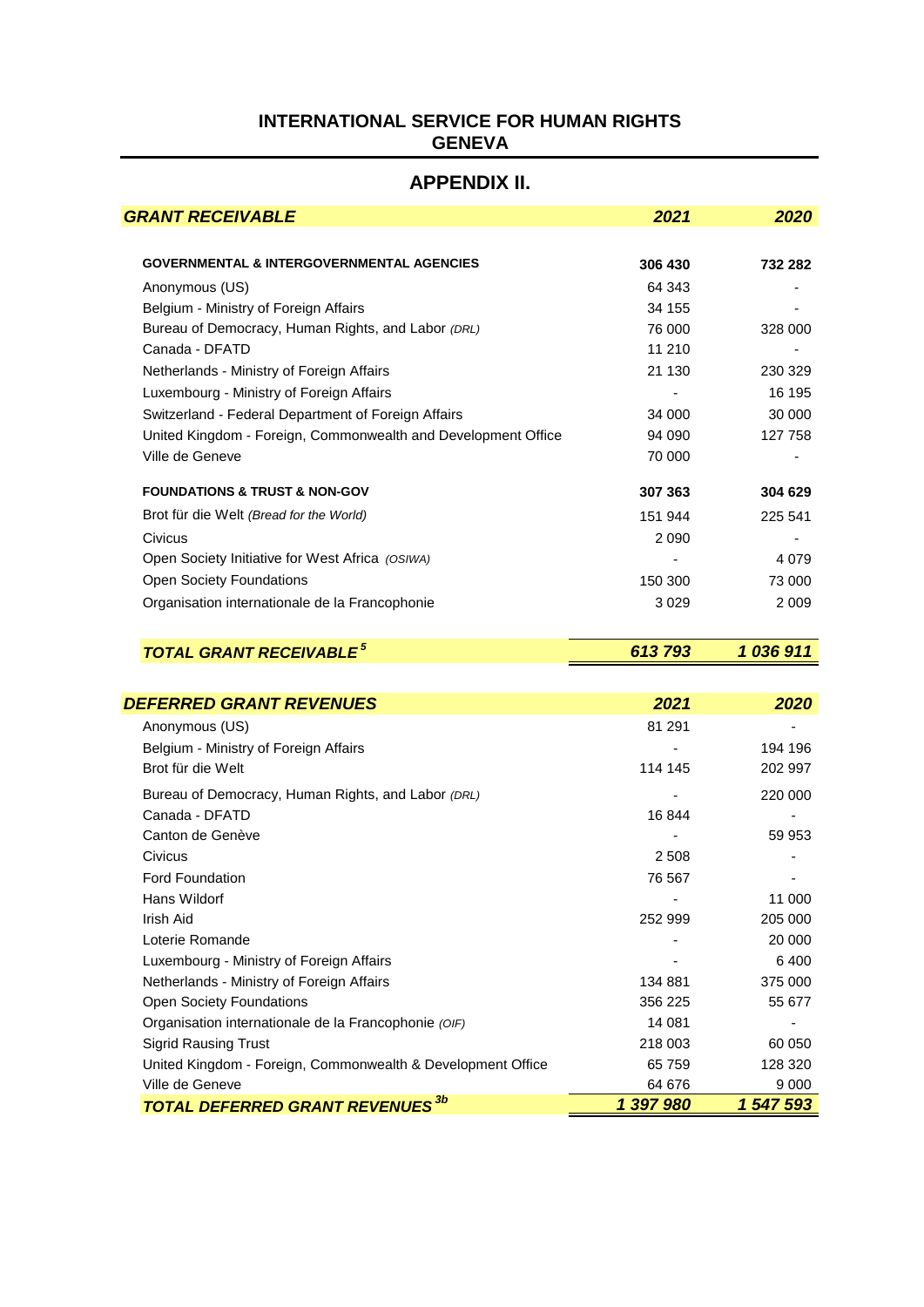**INTERNATIONAL SERVICE FOR HUMAN RIGHTS**
**GENEVA**

## APPENDIX II.

| *GRANT RECEIVABLE* | *2021* | *2020* |
|---|---|---|
| **GOVERNMENTAL & INTERGOVERNMENTAL AGENCIES** | **306 430** | **732 282** |
| Anonymous (US) | 64 343 | - |
| Belgium - Ministry of Foreign Affairs | 34 155 | - |
| Bureau of Democracy, Human Rights, and Labor *(DRL)* | 76 000 | 328 000 |
| Canada - DFATD | 11 210 | - |
| Netherlands - Ministry of Foreign Affairs | 21 130 | 230 329 |
| Luxembourg - Ministry of Foreign Affairs | - | 16 195 |
| Switzerland - Federal Department of Foreign Affairs | 34 000 | 30 000 |
| United Kingdom - Foreign, Commonwealth and Development Office | 94 090 | 127 758 |
| Ville de Geneve | 70 000 | - |
| **FOUNDATIONS & TRUST & NON-GOV** | **307 363** | **304 629** |
| Brot für die Welt *(Bread for the World)* | 151 944 | 225 541 |
| Civicus | 2 090 | - |
| Open Society Initiative for West Africa *(OSIWA)* | - | 4 079 |
| Open Society Foundations | 150 300 | 73 000 |
| Organisation internationale de la Francophonie | 3 029 | 2 009 |
| ***TOTAL GRANT RECEIVABLE*** [5] | ***613 793*** | ***1 036 911*** |

| *DEFERRED GRANT REVENUES* | *2021* | *2020* |
|---|---|---|
| Anonymous (US) | 81 291 | - |
| Belgium - Ministry of Foreign Affairs | - | 194 196 |
| Brot für die Welt | 114 145 | 202 997 |
| Bureau of Democracy, Human Rights, and Labor *(DRL)* | - | 220 000 |
| Canada - DFATD | 16 844 | - |
| Canton de Genève | - | 59 953 |
| Civicus | 2 508 | - |
| Ford Foundation | 76 567 | - |
| Hans Wildorf | - | 11 000 |
| Irish Aid | 252 999 | 205 000 |
| Loterie Romande | - | 20 000 |
| Luxembourg - Ministry of Foreign Affairs | - | 6 400 |
| Netherlands - Ministry of Foreign Affairs | 134 881 | 375 000 |
| Open Society Foundations | 356 225 | 55 677 |
| Organisation internationale de la Francophonie *(OIF)* | 14 081 | - |
| Sigrid Rausing Trust | 218 003 | 60 050 |
| United Kingdom - Foreign, Commonwealth & Development Office | 65 759 | 128 320 |
| Ville de Geneve | 64 676 | 9 000 |
| ***TOTAL DEFERRED GRANT REVENUES*** [3b] | ***1 397 980*** | ***1 547 593*** |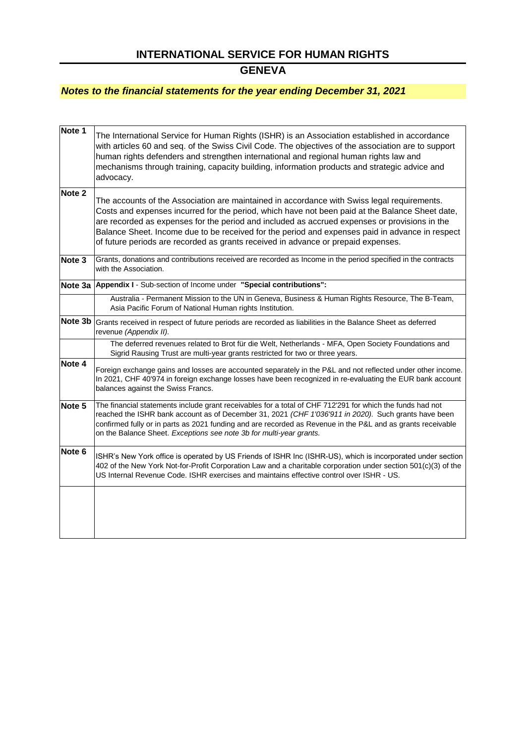## INTERNATIONAL SERVICE FOR HUMAN RIGHTS

## GENEVA

***Notes to the financial statements for the year ending December 31, 2021***

| | |
|---|---|
| **Note 1** | The International Service for Human Rights (ISHR) is an Association established in accordance with articles 60 and seq. of the Swiss Civil Code. The objectives of the association are to support human rights defenders and strengthen international and regional human rights law and mechanisms through training, capacity building, information products and strategic advice and advocacy. |
| **Note 2** | The accounts of the Association are maintained in accordance with Swiss legal requirements. Costs and expenses incurred for the period, which have not been paid at the Balance Sheet date, are recorded as expenses for the period and included as accrued expenses or provisions in the Balance Sheet. Income due to be received for the period and expenses paid in advance in respect of future periods are recorded as grants received in advance or prepaid expenses. |
| **Note 3** | Grants, donations and contributions received are recorded as Income in the period specified in the contracts with the Association. |
| **Note 3a** | **Appendix I** - Sub-section of Income under **"Special contributions":** |
| | Australia - Permanent Mission to the UN in Geneva, Business & Human Rights Resource, The B-Team, Asia Pacific Forum of National Human rights Institution. |
| **Note 3b** | Grants received in respect of future periods are recorded as liabilities in the Balance Sheet as deferred revenue *(Appendix II)*. |
| | The deferred revenues related to Brot für die Welt, Netherlands - MFA, Open Society Foundations and Sigrid Rausing Trust are multi-year grants restricted for two or three years. |
| **Note 4** | Foreign exchange gains and losses are accounted separately in the P&L and not reflected under other income. In 2021, CHF 40'974 in foreign exchange losses have been recognized in re-evaluating the EUR bank account balances against the Swiss Francs. |
| **Note 5** | The financial statements include grant receivables for a total of CHF 712'291 for which the funds had not reached the ISHR bank account as of December 31, 2021 *(CHF 1'036'911 in 2020).* Such grants have been confirmed fully or in parts as 2021 funding and are recorded as Revenue in the P&L and as grants receivable on the Balance Sheet. *Exceptions see note 3b for multi-year grants.* |
| **Note 6** | ISHR's New York office is operated by US Friends of ISHR Inc (ISHR-US), which is incorporated under section 402 of the New York Not-for-Profit Corporation Law and a charitable corporation under section 501(c)(3) of the US Internal Revenue Code. ISHR exercises and maintains effective control over ISHR - US. |
| | |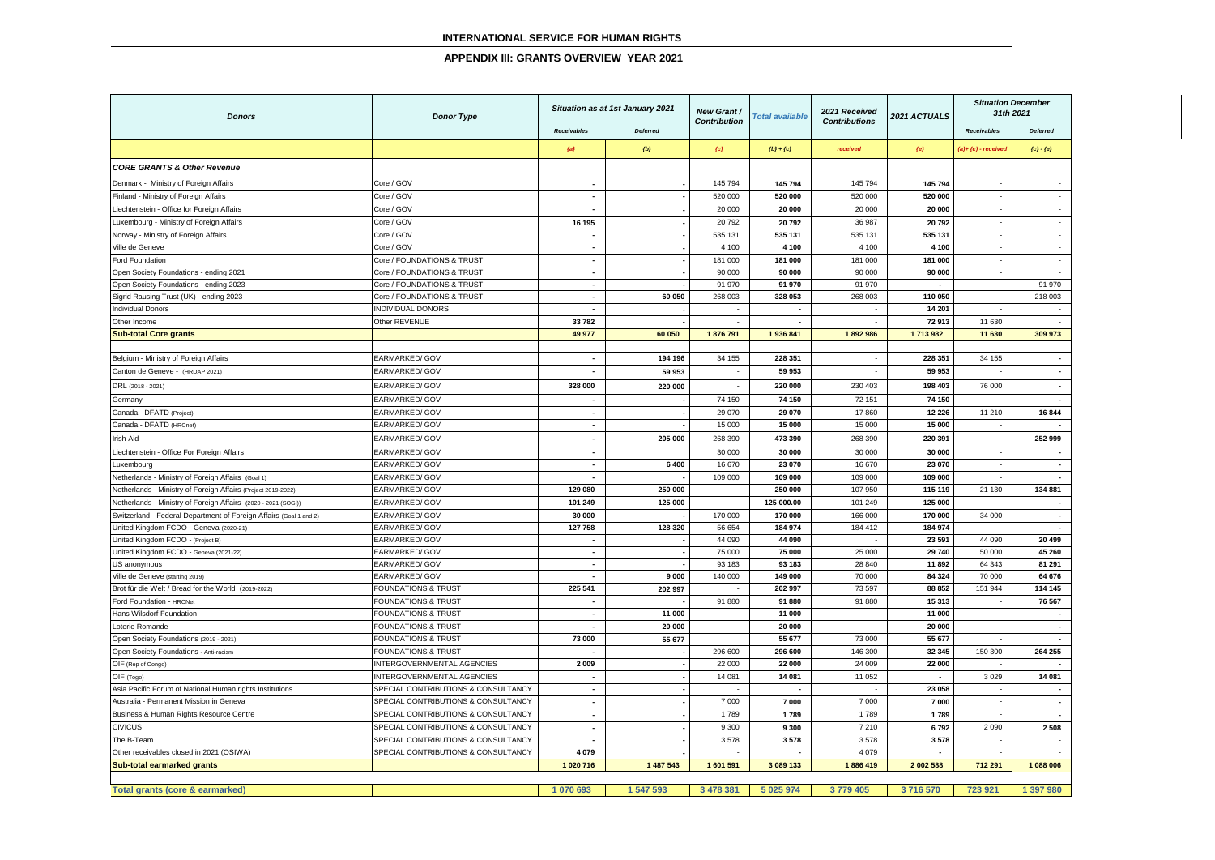## INTERNATIONAL SERVICE FOR HUMAN RIGHTS

## APPENDIX III: GRANTS OVERVIEW YEAR 2021

| Donors | Donor Type | Situation as at 1st January 2021 | | New Grant / Contribution | Total available | 2021 Received Contributions | 2021 ACTUALS | Situation December 31th 2021 | |
|---|---|---|---|---|---|---|---|---|---|
| | | Receivables | Deferred | | | | | Receivables | Deferred |
| | | (a) | (b) | (c) | (b) + (c) | received | (e) | (a)+ (c) - received | (c) - (e) |
| **CORE GRANTS & Other Revenue** | | | | | | | | | |
| Denmark - Ministry of Foreign Affairs | Core / GOV | - | - | 145 794 | **145 794** | 145 794 | **145 794** | - | - |
| Finland - Ministry of Foreign Affairs | Core / GOV | - | - | 520 000 | **520 000** | 520 000 | **520 000** | - | - |
| Liechtenstein - Office for Foreign Affairs | Core / GOV | - | - | 20 000 | **20 000** | 20 000 | **20 000** | - | - |
| Luxembourg - Ministry of Foreign Affairs | Core / GOV | 16 195 | - | 20 792 | **20 792** | 36 987 | **20 792** | - | - |
| Norway - Ministry of Foreign Affairs | Core / GOV | - | - | 535 131 | **535 131** | 535 131 | **535 131** | - | - |
| Ville de Geneve | Core / GOV | - | - | 4 100 | **4 100** | 4 100 | **4 100** | - | - |
| Ford Foundation | Core / FOUNDATIONS & TRUST | - | - | 181 000 | **181 000** | 181 000 | **181 000** | - | - |
| Open Society Foundations - ending 2021 | Core / FOUNDATIONS & TRUST | - | - | 90 000 | **90 000** | 90 000 | **90 000** | - | - |
| Open Society Foundations - ending 2023 | Core / FOUNDATIONS & TRUST | - | - | 91 970 | **91 970** | 91 970 | - | - | 91 970 |
| Sigrid Rausing Trust (UK) - ending 2023 | Core / FOUNDATIONS & TRUST | - | 60 050 | 268 003 | **328 053** | 268 003 | **110 050** | - | 218 003 |
| Individual Donors | INDIVIDUAL DONORS | - | - | - | - | - | **14 201** | - | - |
| Other Income | Other REVENUE | 33 782 | - | - | - | - | **72 913** | 11 630 | - |
| **Sub-total Core grants** | | **49 977** | **60 050** | **1 876 791** | **1 936 841** | **1 892 986** | **1 713 982** | **11 630** | **309 973** |
| | | | | | | | | | |
| Belgium - Ministry of Foreign Affairs | EARMARKED/ GOV | - | 194 196 | 34 155 | **228 351** | - | **228 351** | 34 155 | - |
| Canton de Geneve - (HRDAP 2021) | EARMARKED/ GOV | - | 59 953 | - | **59 953** | - | **59 953** | - | - |
| DRL (2018 - 2021) | EARMARKED/ GOV | 328 000 | 220 000 | - | **220 000** | 230 403 | **198 403** | 76 000 | - |
| Germany | EARMARKED/ GOV | - | - | 74 150 | **74 150** | 72 151 | **74 150** | - | - |
| Canada - DFATD (Project) | EARMARKED/ GOV | - | - | 29 070 | **29 070** | 17 860 | **12 226** | 11 210 | 16 844 |
| Canada - DFATD (HRCnet) | EARMARKED/ GOV | - | - | 15 000 | **15 000** | 15 000 | **15 000** | - | - |
| Irish Aid | EARMARKED/ GOV | - | 205 000 | 268 390 | **473 390** | 268 390 | **220 391** | - | 252 999 |
| Liechtenstein - Office For Foreign Affairs | EARMARKED/ GOV | - | | 30 000 | **30 000** | 30 000 | **30 000** | - | - |
| Luxembourg | EARMARKED/ GOV | - | 6 400 | 16 670 | **23 070** | 16 670 | **23 070** | - | - |
| Netherlands - Ministry of Foreign Affairs (Goal 1) | EARMARKED/ GOV | - | - | 109 000 | **109 000** | 109 000 | **109 000** | - | - |
| Netherlands - Ministry of Foreign Affairs (Project 2019-2022) | EARMARKED/ GOV | 129 080 | 250 000 | - | **250 000** | 107 950 | **115 119** | 21 130 | 134 881 |
| Netherlands - Ministry of Foreign Affairs (2020 - 2021 (SOGI)) | EARMARKED/ GOV | 101 249 | 125 000 | - | **125 000.00** | 101 249 | **125 000** | - | - |
| Switzerland - Federal Department of Foreign Affairs (Goal 1 and 2) | EARMARKED/ GOV | 30 000 | - | 170 000 | **170 000** | 166 000 | **170 000** | 34 000 | - |
| United Kingdom FCDO - Geneva (2020-21) | EARMARKED/ GOV | 127 758 | 128 320 | 56 654 | **184 974** | 184 412 | **184 974** | - | - |
| United Kingdom FCDO - (Project B) | EARMARKED/ GOV | - | - | 44 090 | **44 090** | - | **23 591** | 44 090 | 20 499 |
| United Kingdom FCDO - Geneva (2021-22) | EARMARKED/ GOV | - | - | 75 000 | **75 000** | 25 000 | **29 740** | 50 000 | 45 260 |
| US anonymous | EARMARKED/ GOV | - | - | 93 183 | **93 183** | 28 840 | **11 892** | 64 343 | 81 291 |
| Ville de Geneve (starting 2019) | EARMARKED/ GOV | - | 9 000 | 140 000 | **149 000** | 70 000 | **84 324** | 70 000 | 64 676 |
| Brot für die Welt / Bread for the World (2019-2022) | FOUNDATIONS & TRUST | 225 541 | 202 997 | - | **202 997** | 73 597 | **88 852** | 151 944 | 114 145 |
| Ford Foundation - HRCNet | FOUNDATIONS & TRUST | - | - | 91 880 | **91 880** | 91 880 | **15 313** | - | 76 567 |
| Hans Wilsdorf Foundation | FOUNDATIONS & TRUST | - | 11 000 | - | **11 000** | - | **11 000** | - | - |
| Loterie Romande | FOUNDATIONS & TRUST | - | 20 000 | - | **20 000** | - | **20 000** | - | - |
| Open Society Foundations (2019 - 2021) | FOUNDATIONS & TRUST | 73 000 | 55 677 | - | **55 677** | 73 000 | **55 677** | - | - |
| Open Society Foundations - Anti-racism | FOUNDATIONS & TRUST | - | - | 296 600 | **296 600** | 146 300 | **32 345** | 150 300 | 264 255 |
| OIF (Rep of Congo) | INTERGOVERNMENTAL AGENCIES | 2 009 | - | 22 000 | **22 000** | 24 009 | **22 000** | - | - |
| OIF (Togo) | INTERGOVERNMENTAL AGENCIES | - | - | 14 081 | **14 081** | 11 052 | - | 3 029 | 14 081 |
| Asia Pacific Forum of National Human rights Institutions | SPECIAL CONTRIBUTIONS & CONSULTANCY | - | - | - | - | - | **23 058** | - | - |
| Australia - Permanent Mission in Geneva | SPECIAL CONTRIBUTIONS & CONSULTANCY | - | - | 7 000 | **7 000** | 7 000 | **7 000** | - | - |
| Business & Human Rights Resource Centre | SPECIAL CONTRIBUTIONS & CONSULTANCY | - | - | 1 789 | **1 789** | 1 789 | **1 789** | - | - |
| CIVICUS | SPECIAL CONTRIBUTIONS & CONSULTANCY | - | - | 9 300 | **9 300** | 7 210 | **6 792** | 2 090 | 2 508 |
| The B-Team | SPECIAL CONTRIBUTIONS & CONSULTANCY | - | - | 3 578 | **3 578** | 3 578 | **3 578** | - | - |
| Other receivables closed in 2021 (OSIWA) | SPECIAL CONTRIBUTIONS & CONSULTANCY | 4 079 | - | - | - | 4 079 | - | - | - |
| **Sub-total earmarked grants** | | **1 020 716** | **1 487 543** | **1 601 591** | **3 089 133** | **1 886 419** | **2 002 588** | **712 291** | **1 088 006** |
| | | | | | | | | | |
| **Total grants (core & earmarked)** | | **1 070 693** | **1 547 593** | **3 478 381** | **5 025 974** | **3 779 405** | **3 716 570** | **723 921** | **1 397 980** |